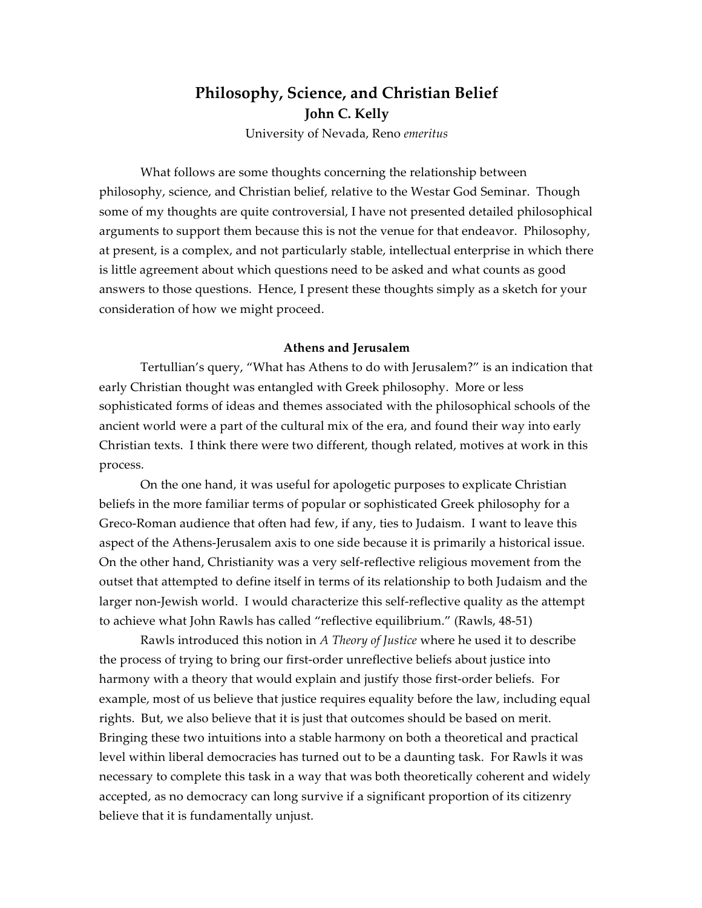# Philosophy, Science, and Christian Belief

**John C. Kelly**

University of Nevada, Reno *emeritus*

What follows are some thoughts concerning the relationship between philosophy, science, and Christian belief, relative to the Westar God Seminar. Though some of my thoughts are quite controversial, I have not presented detailed philosophical arguments to support them because this is not the venue for that endeavor. Philosophy, at present, is a complex, and not particularly stable, intellectual enterprise in which there is little agreement about which questions need to be asked and what counts as good answers to those questions. Hence, I present these thoughts simply as a sketch for your consideration of how we might proceed.

## Athens and Jerusalem

Tertullian's query, "What has Athens to do with Jerusalem?" is an indication that early Christian thought was entangled with Greek philosophy. More or less sophisticated forms of ideas and themes associated with the philosophical schools of the ancient world were a part of the cultural mix of the era, and found their way into early Christian texts. I think there were two different, though related, motives at work in this process.

On the one hand, it was useful for apologetic purposes to explicate Christian beliefs in the more familiar terms of popular or sophisticated Greek philosophy for a Greco-Roman audience that often had few, if any, ties to Judaism. I want to leave this aspect of the Athens-Jerusalem axis to one side because it is primarily a historical issue. On the other hand, Christianity was a very self-reflective religious movement from the outset that attempted to define itself in terms of its relationship to both Judaism and the larger non-Jewish world. I would characterize this self-reflective quality as the attempt to achieve what John Rawls has called "reflective equilibrium." (Rawls, 48-51)

Rawls introduced this notion in *A Theory of Justice* where he used it to describe the process of trying to bring our first-order unreflective beliefs about justice into harmony with a theory that would explain and justify those first-order beliefs. For example, most of us believe that justice requires equality before the law, including equal rights. But, we also believe that it is just that outcomes should be based on merit. Bringing these two intuitions into a stable harmony on both a theoretical and practical level within liberal democracies has turned out to be a daunting task. For Rawls it was necessary to complete this task in a way that was both theoretically coherent and widely accepted, as no democracy can long survive if a significant proportion of its citizenry believe that it is fundamentally unjust.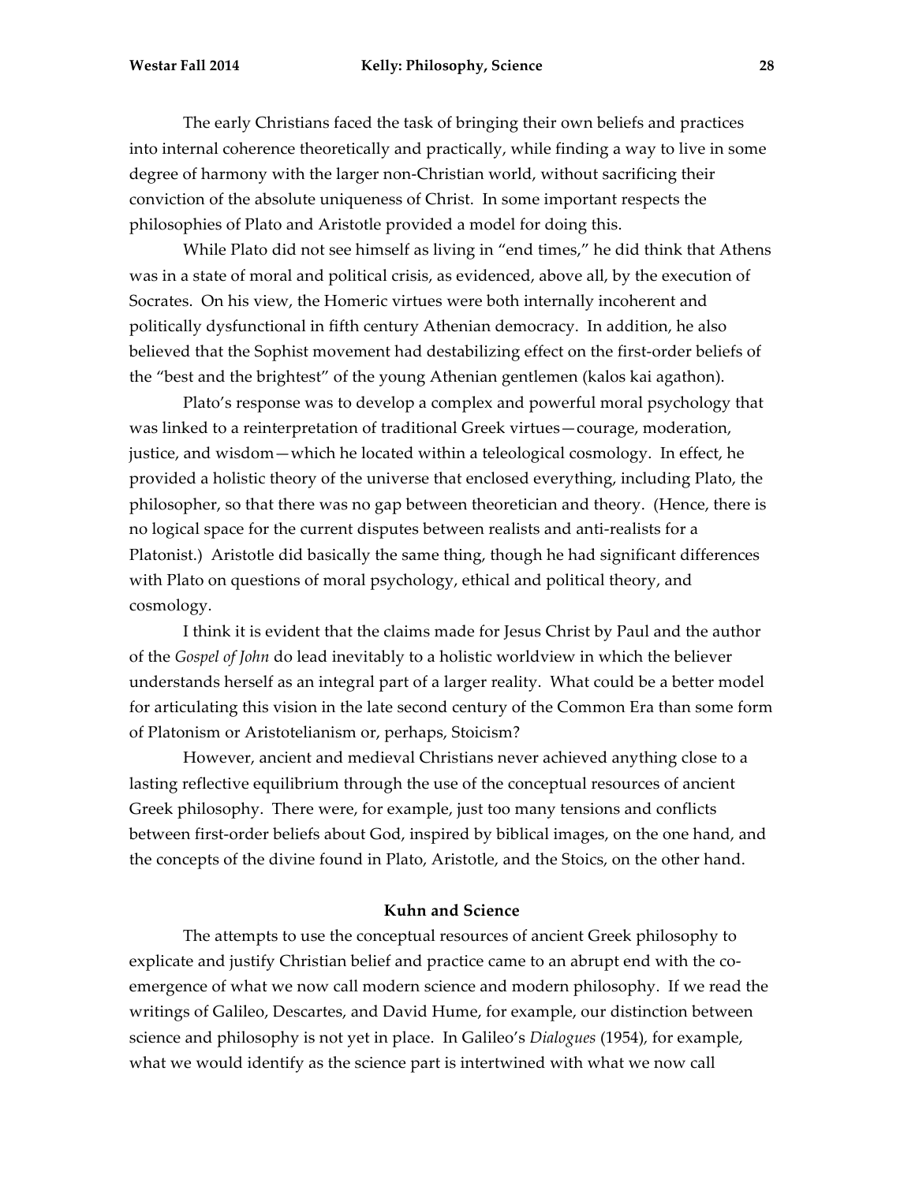The early Christians faced the task of bringing their own beliefs and practices into internal coherence theoretically and practically, while finding a way to live in some degree of harmony with the larger non-Christian world, without sacrificing their conviction of the absolute uniqueness of Christ. In some important respects the philosophies of Plato and Aristotle provided a model for doing this.

While Plato did not see himself as living in "end times," he did think that Athens was in a state of moral and political crisis, as evidenced, above all, by the execution of Socrates. On his view, the Homeric virtues were both internally incoherent and politically dysfunctional in fifth century Athenian democracy. In addition, he also believed that the Sophist movement had destabilizing effect on the first-order beliefs of the "best and the brightest" of the young Athenian gentlemen (kalos kai agathon).

Plato's response was to develop a complex and powerful moral psychology that was linked to a reinterpretation of traditional Greek virtues—courage, moderation, justice, and wisdom—which he located within a teleological cosmology. In effect, he provided a holistic theory of the universe that enclosed everything, including Plato, the philosopher, so that there was no gap between theoretician and theory. (Hence, there is no logical space for the current disputes between realists and anti-realists for a Platonist.) Aristotle did basically the same thing, though he had significant differences with Plato on questions of moral psychology, ethical and political theory, and cosmology.

I think it is evident that the claims made for Jesus Christ by Paul and the author of the *Gospel of John* do lead inevitably to a holistic worldview in which the believer understands herself as an integral part of a larger reality. What could be a better model for articulating this vision in the late second century of the Common Era than some form of Platonism or Aristotelianism or, perhaps, Stoicism?

However, ancient and medieval Christians never achieved anything close to a lasting reflective equilibrium through the use of the conceptual resources of ancient Greek philosophy. There were, for example, just too many tensions and conflicts between first-order beliefs about God, inspired by biblical images, on the one hand, and the concepts of the divine found in Plato, Aristotle, and the Stoics, on the other hand.

## Kuhn and Science

The attempts to use the conceptual resources of ancient Greek philosophy to explicate and justify Christian belief and practice came to an abrupt end with the co-emergence of what we now call modern science and modern philosophy. If we read the writings of Galileo, Descartes, and David Hume, for example, our distinction between science and philosophy is not yet in place. In Galileo's *Dialogues* (1954), for example, what we would identify as the science part is intertwined with what we now call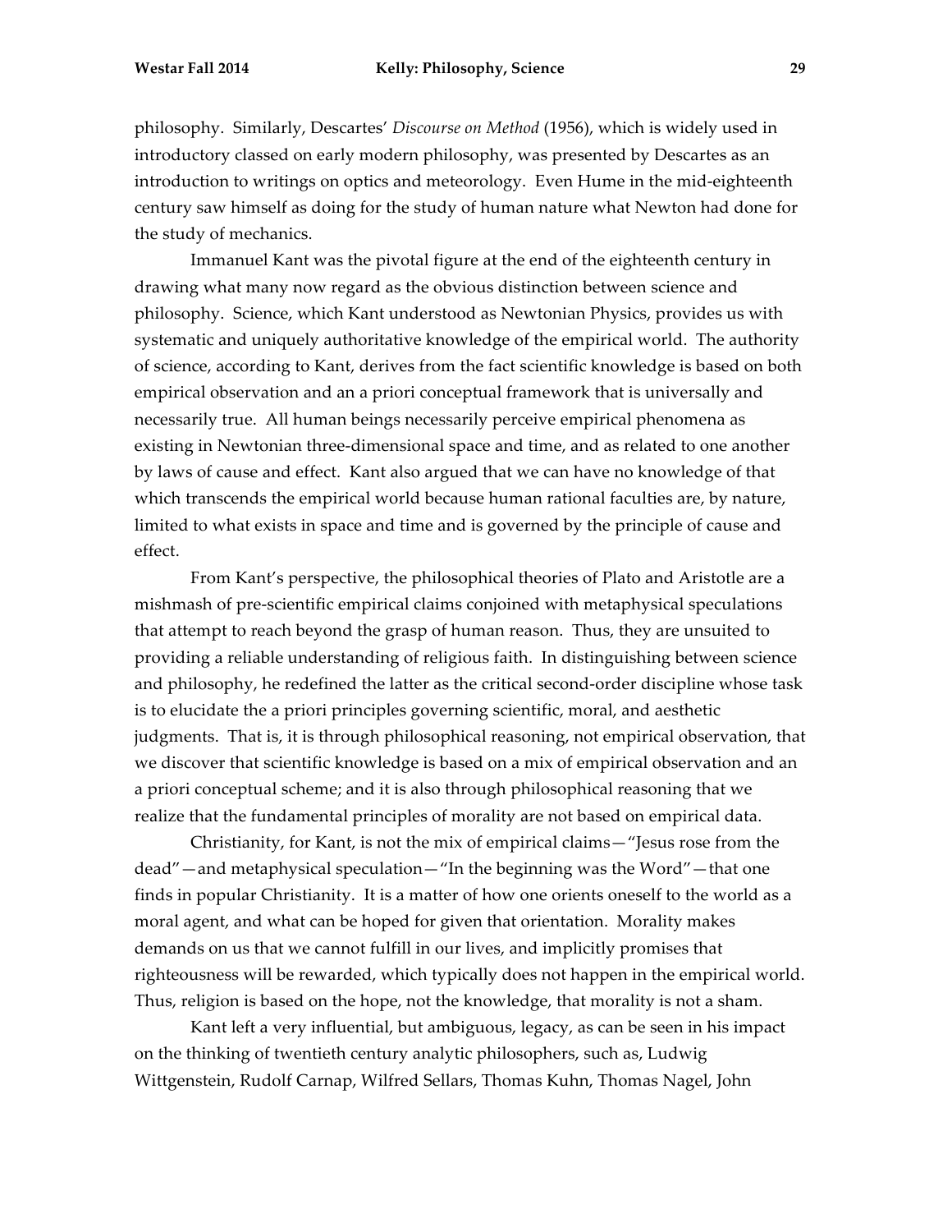philosophy. Similarly, Descartes' *Discourse on Method* (1956), which is widely used in introductory classed on early modern philosophy, was presented by Descartes as an introduction to writings on optics and meteorology. Even Hume in the mid-eighteenth century saw himself as doing for the study of human nature what Newton had done for the study of mechanics.

Immanuel Kant was the pivotal figure at the end of the eighteenth century in drawing what many now regard as the obvious distinction between science and philosophy. Science, which Kant understood as Newtonian Physics, provides us with systematic and uniquely authoritative knowledge of the empirical world. The authority of science, according to Kant, derives from the fact scientific knowledge is based on both empirical observation and an a priori conceptual framework that is universally and necessarily true. All human beings necessarily perceive empirical phenomena as existing in Newtonian three-dimensional space and time, and as related to one another by laws of cause and effect. Kant also argued that we can have no knowledge of that which transcends the empirical world because human rational faculties are, by nature, limited to what exists in space and time and is governed by the principle of cause and effect.

From Kant's perspective, the philosophical theories of Plato and Aristotle are a mishmash of pre-scientific empirical claims conjoined with metaphysical speculations that attempt to reach beyond the grasp of human reason. Thus, they are unsuited to providing a reliable understanding of religious faith. In distinguishing between science and philosophy, he redefined the latter as the critical second-order discipline whose task is to elucidate the a priori principles governing scientific, moral, and aesthetic judgments. That is, it is through philosophical reasoning, not empirical observation, that we discover that scientific knowledge is based on a mix of empirical observation and an a priori conceptual scheme; and it is also through philosophical reasoning that we realize that the fundamental principles of morality are not based on empirical data.

Christianity, for Kant, is not the mix of empirical claims—"Jesus rose from the dead"—and metaphysical speculation—"In the beginning was the Word"—that one finds in popular Christianity. It is a matter of how one orients oneself to the world as a moral agent, and what can be hoped for given that orientation. Morality makes demands on us that we cannot fulfill in our lives, and implicitly promises that righteousness will be rewarded, which typically does not happen in the empirical world. Thus, religion is based on the hope, not the knowledge, that morality is not a sham.

Kant left a very influential, but ambiguous, legacy, as can be seen in his impact on the thinking of twentieth century analytic philosophers, such as, Ludwig Wittgenstein, Rudolf Carnap, Wilfred Sellars, Thomas Kuhn, Thomas Nagel, John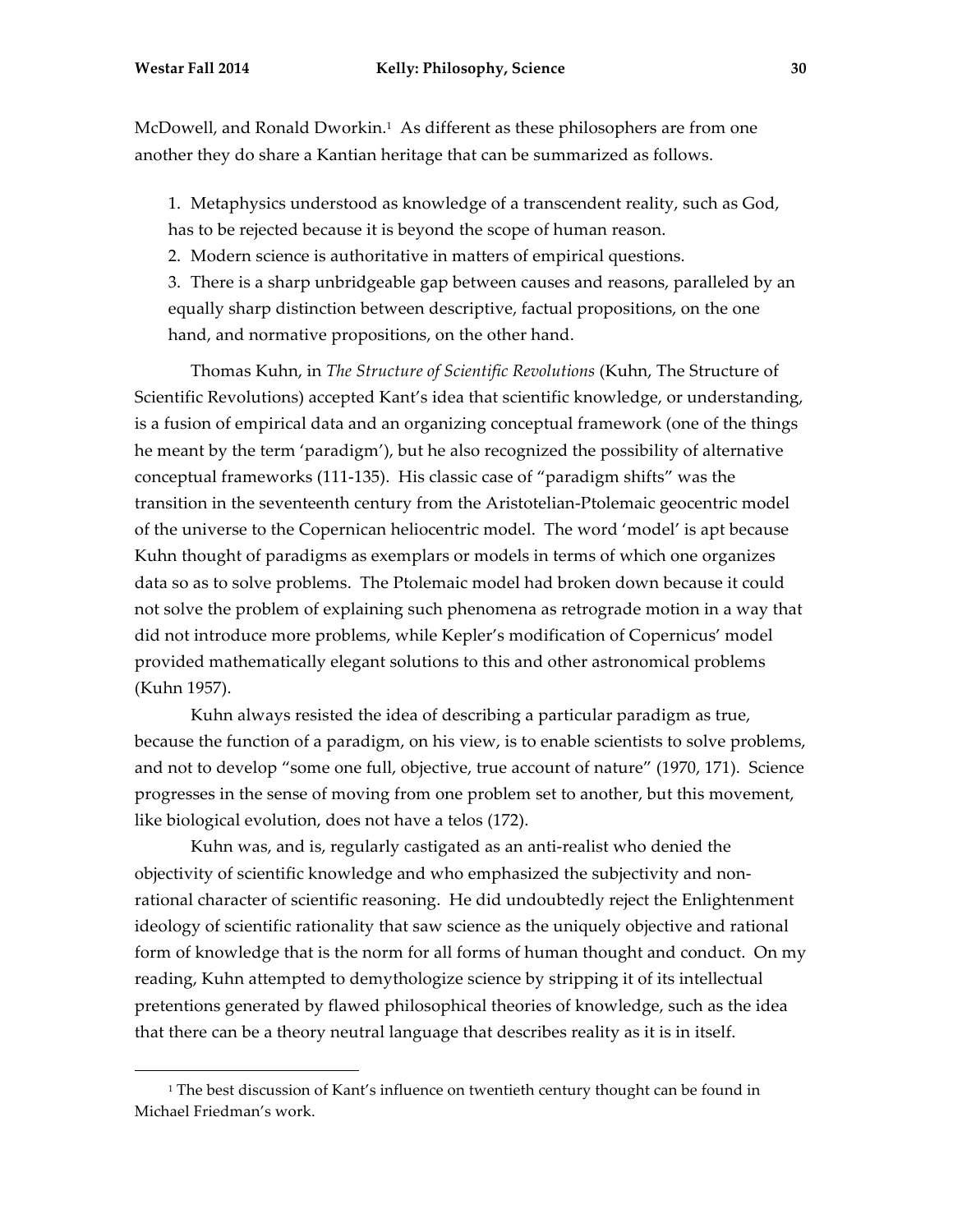McDowell, and Ronald Dworkin.[1] As different as these philosophers are from one another they do share a Kantian heritage that can be summarized as follows.

1. Metaphysics understood as knowledge of a transcendent reality, such as God, has to be rejected because it is beyond the scope of human reason.
2. Modern science is authoritative in matters of empirical questions.
3. There is a sharp unbridgeable gap between causes and reasons, paralleled by an equally sharp distinction between descriptive, factual propositions, on the one hand, and normative propositions, on the other hand.

Thomas Kuhn, in *The Structure of Scientific Revolutions* (Kuhn, The Structure of Scientific Revolutions) accepted Kant's idea that scientific knowledge, or understanding, is a fusion of empirical data and an organizing conceptual framework (one of the things he meant by the term 'paradigm'), but he also recognized the possibility of alternative conceptual frameworks (111-135). His classic case of "paradigm shifts" was the transition in the seventeenth century from the Aristotelian-Ptolemaic geocentric model of the universe to the Copernican heliocentric model. The word 'model' is apt because Kuhn thought of paradigms as exemplars or models in terms of which one organizes data so as to solve problems. The Ptolemaic model had broken down because it could not solve the problem of explaining such phenomena as retrograde motion in a way that did not introduce more problems, while Kepler's modification of Copernicus' model provided mathematically elegant solutions to this and other astronomical problems (Kuhn 1957).

Kuhn always resisted the idea of describing a particular paradigm as true, because the function of a paradigm, on his view, is to enable scientists to solve problems, and not to develop "some one full, objective, true account of nature" (1970, 171). Science progresses in the sense of moving from one problem set to another, but this movement, like biological evolution, does not have a telos (172).

Kuhn was, and is, regularly castigated as an anti-realist who denied the objectivity of scientific knowledge and who emphasized the subjectivity and non-rational character of scientific reasoning. He did undoubtedly reject the Enlightenment ideology of scientific rationality that saw science as the uniquely objective and rational form of knowledge that is the norm for all forms of human thought and conduct. On my reading, Kuhn attempted to demythologize science by stripping it of its intellectual pretentions generated by flawed philosophical theories of knowledge, such as the idea that there can be a theory neutral language that describes reality as it is in itself.

[1] The best discussion of Kant's influence on twentieth century thought can be found in Michael Friedman's work.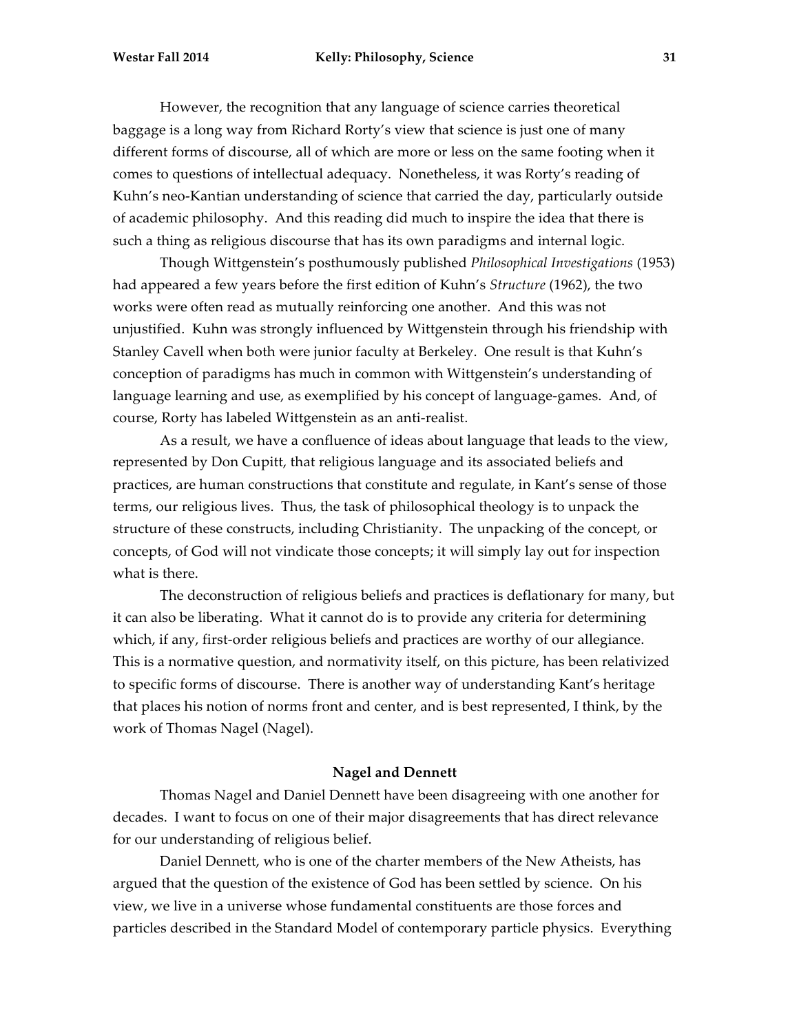However, the recognition that any language of science carries theoretical baggage is a long way from Richard Rorty's view that science is just one of many different forms of discourse, all of which are more or less on the same footing when it comes to questions of intellectual adequacy. Nonetheless, it was Rorty's reading of Kuhn's neo-Kantian understanding of science that carried the day, particularly outside of academic philosophy. And this reading did much to inspire the idea that there is such a thing as religious discourse that has its own paradigms and internal logic.

Though Wittgenstein's posthumously published *Philosophical Investigations* (1953) had appeared a few years before the first edition of Kuhn's *Structure* (1962), the two works were often read as mutually reinforcing one another. And this was not unjustified. Kuhn was strongly influenced by Wittgenstein through his friendship with Stanley Cavell when both were junior faculty at Berkeley. One result is that Kuhn's conception of paradigms has much in common with Wittgenstein's understanding of language learning and use, as exemplified by his concept of language-games. And, of course, Rorty has labeled Wittgenstein as an anti-realist.

As a result, we have a confluence of ideas about language that leads to the view, represented by Don Cupitt, that religious language and its associated beliefs and practices, are human constructions that constitute and regulate, in Kant's sense of those terms, our religious lives. Thus, the task of philosophical theology is to unpack the structure of these constructs, including Christianity. The unpacking of the concept, or concepts, of God will not vindicate those concepts; it will simply lay out for inspection what is there.

The deconstruction of religious beliefs and practices is deflationary for many, but it can also be liberating. What it cannot do is to provide any criteria for determining which, if any, first-order religious beliefs and practices are worthy of our allegiance. This is a normative question, and normativity itself, on this picture, has been relativized to specific forms of discourse. There is another way of understanding Kant's heritage that places his notion of norms front and center, and is best represented, I think, by the work of Thomas Nagel (Nagel).

## Nagel and Dennett

Thomas Nagel and Daniel Dennett have been disagreeing with one another for decades. I want to focus on one of their major disagreements that has direct relevance for our understanding of religious belief.

Daniel Dennett, who is one of the charter members of the New Atheists, has argued that the question of the existence of God has been settled by science. On his view, we live in a universe whose fundamental constituents are those forces and particles described in the Standard Model of contemporary particle physics. Everything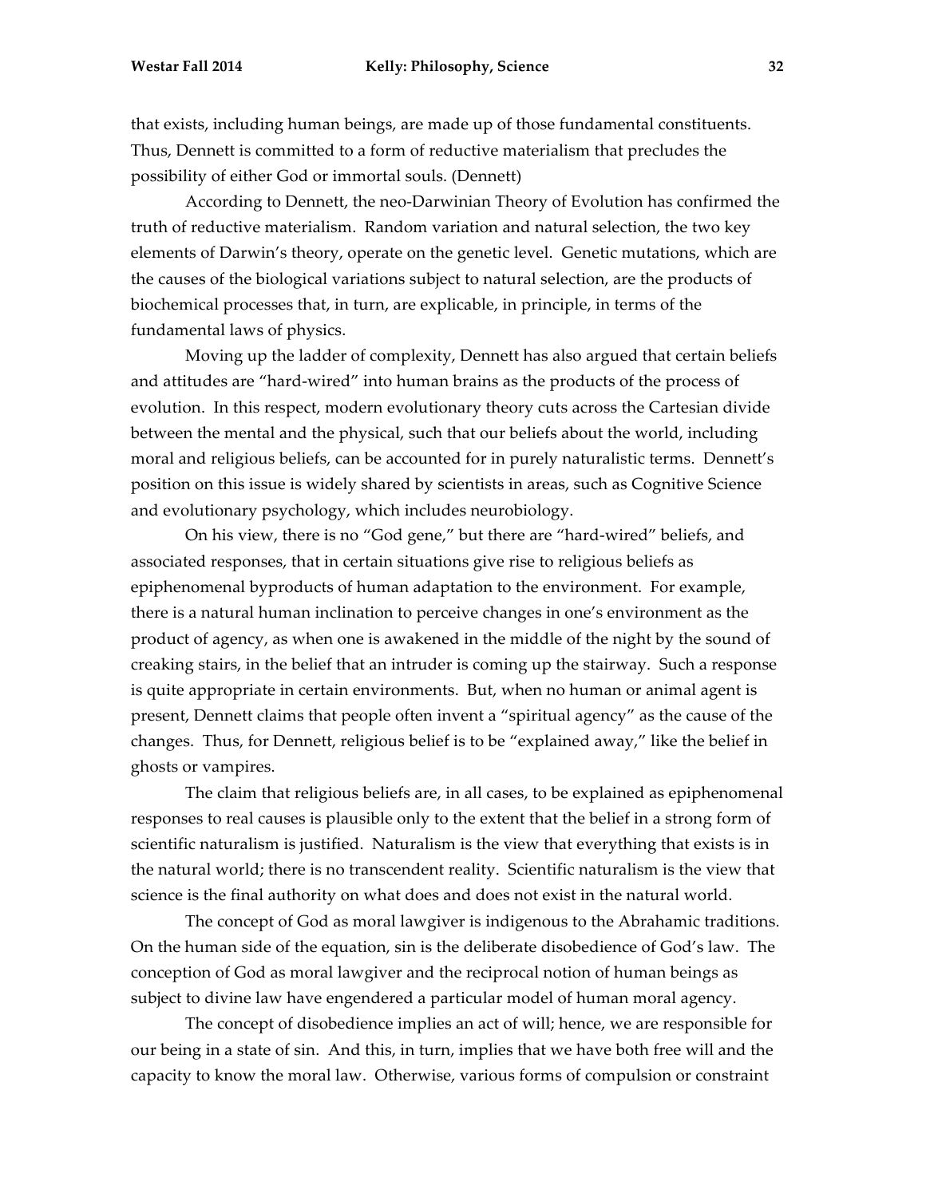that exists, including human beings, are made up of those fundamental constituents. Thus, Dennett is committed to a form of reductive materialism that precludes the possibility of either God or immortal souls. (Dennett)

According to Dennett, the neo-Darwinian Theory of Evolution has confirmed the truth of reductive materialism. Random variation and natural selection, the two key elements of Darwin's theory, operate on the genetic level. Genetic mutations, which are the causes of the biological variations subject to natural selection, are the products of biochemical processes that, in turn, are explicable, in principle, in terms of the fundamental laws of physics.

Moving up the ladder of complexity, Dennett has also argued that certain beliefs and attitudes are "hard-wired" into human brains as the products of the process of evolution. In this respect, modern evolutionary theory cuts across the Cartesian divide between the mental and the physical, such that our beliefs about the world, including moral and religious beliefs, can be accounted for in purely naturalistic terms. Dennett's position on this issue is widely shared by scientists in areas, such as Cognitive Science and evolutionary psychology, which includes neurobiology.

On his view, there is no "God gene," but there are "hard-wired" beliefs, and associated responses, that in certain situations give rise to religious beliefs as epiphenomenal byproducts of human adaptation to the environment. For example, there is a natural human inclination to perceive changes in one's environment as the product of agency, as when one is awakened in the middle of the night by the sound of creaking stairs, in the belief that an intruder is coming up the stairway. Such a response is quite appropriate in certain environments. But, when no human or animal agent is present, Dennett claims that people often invent a "spiritual agency" as the cause of the changes. Thus, for Dennett, religious belief is to be "explained away," like the belief in ghosts or vampires.

The claim that religious beliefs are, in all cases, to be explained as epiphenomenal responses to real causes is plausible only to the extent that the belief in a strong form of scientific naturalism is justified. Naturalism is the view that everything that exists is in the natural world; there is no transcendent reality. Scientific naturalism is the view that science is the final authority on what does and does not exist in the natural world.

The concept of God as moral lawgiver is indigenous to the Abrahamic traditions. On the human side of the equation, sin is the deliberate disobedience of God's law. The conception of God as moral lawgiver and the reciprocal notion of human beings as subject to divine law have engendered a particular model of human moral agency.

The concept of disobedience implies an act of will; hence, we are responsible for our being in a state of sin. And this, in turn, implies that we have both free will and the capacity to know the moral law. Otherwise, various forms of compulsion or constraint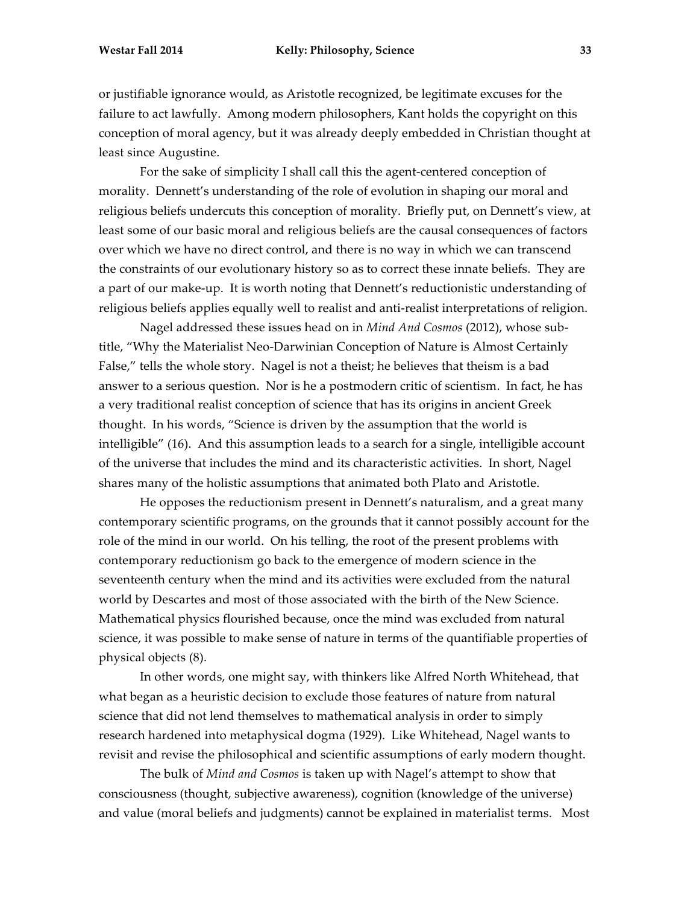or justifiable ignorance would, as Aristotle recognized, be legitimate excuses for the failure to act lawfully. Among modern philosophers, Kant holds the copyright on this conception of moral agency, but it was already deeply embedded in Christian thought at least since Augustine.

For the sake of simplicity I shall call this the agent-centered conception of morality. Dennett's understanding of the role of evolution in shaping our moral and religious beliefs undercuts this conception of morality. Briefly put, on Dennett's view, at least some of our basic moral and religious beliefs are the causal consequences of factors over which we have no direct control, and there is no way in which we can transcend the constraints of our evolutionary history so as to correct these innate beliefs. They are a part of our make-up. It is worth noting that Dennett's reductionistic understanding of religious beliefs applies equally well to realist and anti-realist interpretations of religion.

Nagel addressed these issues head on in *Mind And Cosmos* (2012), whose sub-title, "Why the Materialist Neo-Darwinian Conception of Nature is Almost Certainly False," tells the whole story. Nagel is not a theist; he believes that theism is a bad answer to a serious question. Nor is he a postmodern critic of scientism. In fact, he has a very traditional realist conception of science that has its origins in ancient Greek thought. In his words, "Science is driven by the assumption that the world is intelligible" (16). And this assumption leads to a search for a single, intelligible account of the universe that includes the mind and its characteristic activities. In short, Nagel shares many of the holistic assumptions that animated both Plato and Aristotle.

He opposes the reductionism present in Dennett's naturalism, and a great many contemporary scientific programs, on the grounds that it cannot possibly account for the role of the mind in our world. On his telling, the root of the present problems with contemporary reductionism go back to the emergence of modern science in the seventeenth century when the mind and its activities were excluded from the natural world by Descartes and most of those associated with the birth of the New Science. Mathematical physics flourished because, once the mind was excluded from natural science, it was possible to make sense of nature in terms of the quantifiable properties of physical objects (8).

In other words, one might say, with thinkers like Alfred North Whitehead, that what began as a heuristic decision to exclude those features of nature from natural science that did not lend themselves to mathematical analysis in order to simply research hardened into metaphysical dogma (1929). Like Whitehead, Nagel wants to revisit and revise the philosophical and scientific assumptions of early modern thought.

The bulk of *Mind and Cosmos* is taken up with Nagel's attempt to show that consciousness (thought, subjective awareness), cognition (knowledge of the universe) and value (moral beliefs and judgments) cannot be explained in materialist terms. Most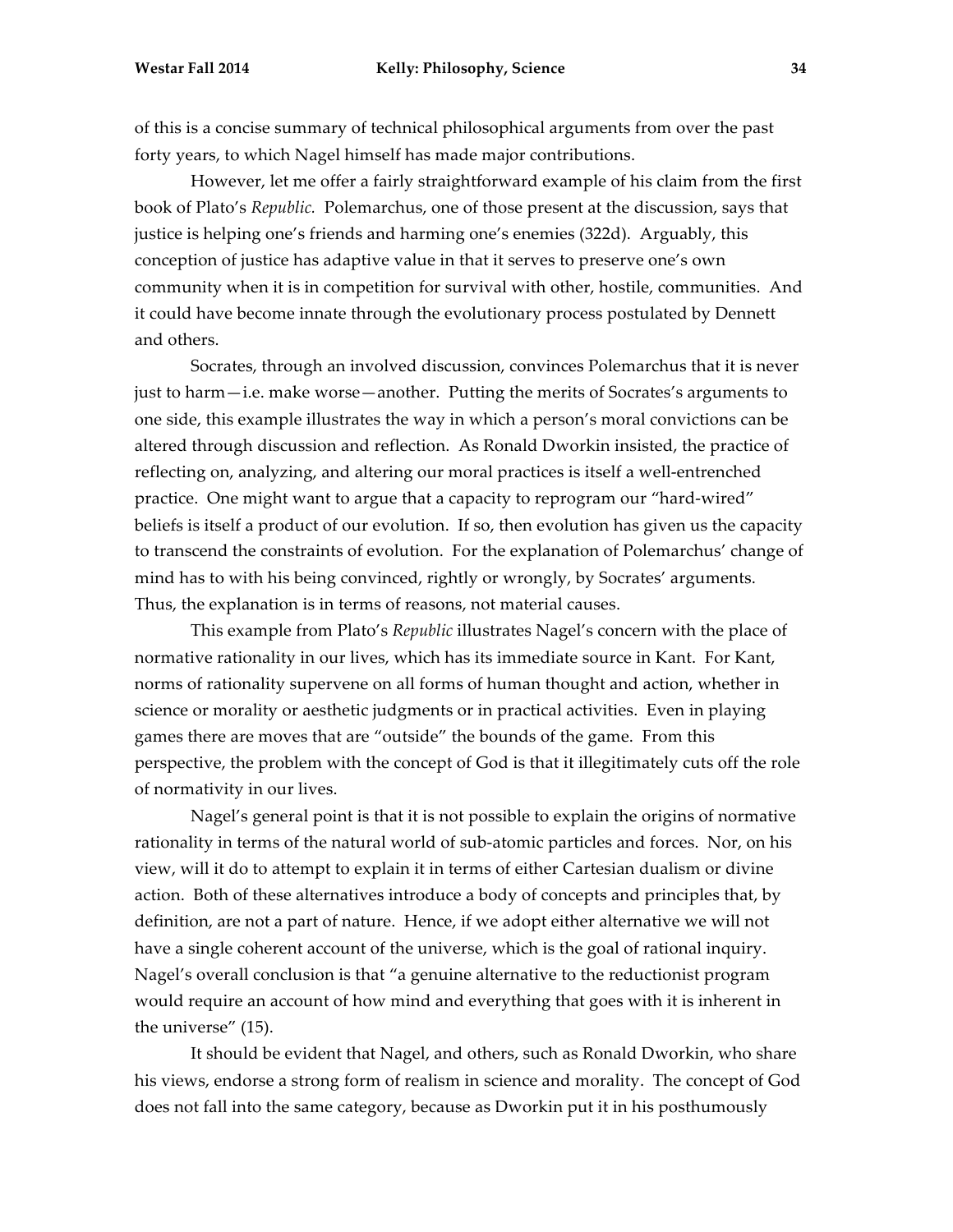of this is a concise summary of technical philosophical arguments from over the past forty years, to which Nagel himself has made major contributions.

However, let me offer a fairly straightforward example of his claim from the first book of Plato's *Republic.* Polemarchus, one of those present at the discussion, says that justice is helping one's friends and harming one's enemies (322d). Arguably, this conception of justice has adaptive value in that it serves to preserve one's own community when it is in competition for survival with other, hostile, communities. And it could have become innate through the evolutionary process postulated by Dennett and others.

Socrates, through an involved discussion, convinces Polemarchus that it is never just to harm—i.e. make worse—another. Putting the merits of Socrates's arguments to one side, this example illustrates the way in which a person's moral convictions can be altered through discussion and reflection. As Ronald Dworkin insisted, the practice of reflecting on, analyzing, and altering our moral practices is itself a well-entrenched practice. One might want to argue that a capacity to reprogram our "hard-wired" beliefs is itself a product of our evolution. If so, then evolution has given us the capacity to transcend the constraints of evolution. For the explanation of Polemarchus' change of mind has to with his being convinced, rightly or wrongly, by Socrates' arguments. Thus, the explanation is in terms of reasons, not material causes.

This example from Plato's *Republic* illustrates Nagel's concern with the place of normative rationality in our lives, which has its immediate source in Kant. For Kant, norms of rationality supervene on all forms of human thought and action, whether in science or morality or aesthetic judgments or in practical activities. Even in playing games there are moves that are "outside" the bounds of the game. From this perspective, the problem with the concept of God is that it illegitimately cuts off the role of normativity in our lives.

Nagel's general point is that it is not possible to explain the origins of normative rationality in terms of the natural world of sub-atomic particles and forces. Nor, on his view, will it do to attempt to explain it in terms of either Cartesian dualism or divine action. Both of these alternatives introduce a body of concepts and principles that, by definition, are not a part of nature. Hence, if we adopt either alternative we will not have a single coherent account of the universe, which is the goal of rational inquiry. Nagel's overall conclusion is that "a genuine alternative to the reductionist program would require an account of how mind and everything that goes with it is inherent in the universe" (15).

It should be evident that Nagel, and others, such as Ronald Dworkin, who share his views, endorse a strong form of realism in science and morality. The concept of God does not fall into the same category, because as Dworkin put it in his posthumously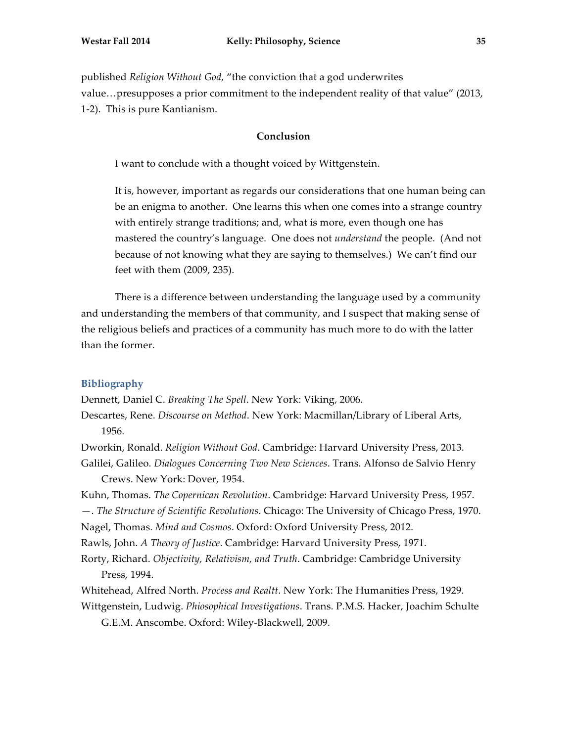published *Religion Without God,* "the conviction that a god underwrites value…presupposes a prior commitment to the independent reality of that value" (2013, 1-2). This is pure Kantianism.

## Conclusion

I want to conclude with a thought voiced by Wittgenstein.

> It is, however, important as regards our considerations that one human being can be an enigma to another. One learns this when one comes into a strange country with entirely strange traditions; and, what is more, even though one has mastered the country's language. One does not *understand* the people. (And not because of not knowing what they are saying to themselves.) We can't find our feet with them (2009, 235).

There is a difference between understanding the language used by a community and understanding the members of that community, and I suspect that making sense of the religious beliefs and practices of a community has much more to do with the latter than the former.

## Bibliography

Dennett, Daniel C. *Breaking The Spell*. New York: Viking, 2006.

Descartes, Rene. *Discourse on Method*. New York: Macmillan/Library of Liberal Arts, 1956.

Dworkin, Ronald. *Religion Without God*. Cambridge: Harvard University Press, 2013.

Galilei, Galileo. *Dialogues Concerning Two New Sciences*. Trans. Alfonso de Salvio Henry Crews. New York: Dover, 1954.

Kuhn, Thomas. *The Copernican Revolution*. Cambridge: Harvard University Press, 1957.

—. *The Structure of Scientific Revolutions*. Chicago: The University of Chicago Press, 1970.

Nagel, Thomas. *Mind and Cosmos*. Oxford: Oxford University Press, 2012.

Rawls, John. *A Theory of Justice*. Cambridge: Harvard University Press, 1971.

Rorty, Richard. *Objectivity, Relativism, and Truth*. Cambridge: Cambridge University Press, 1994.

Whitehead, Alfred North. *Process and Realtt*. New York: The Humanities Press, 1929.

Wittgenstein, Ludwig. *Phiosophical Investigations*. Trans. P.M.S. Hacker, Joachim Schulte G.E.M. Anscombe. Oxford: Wiley-Blackwell, 2009.